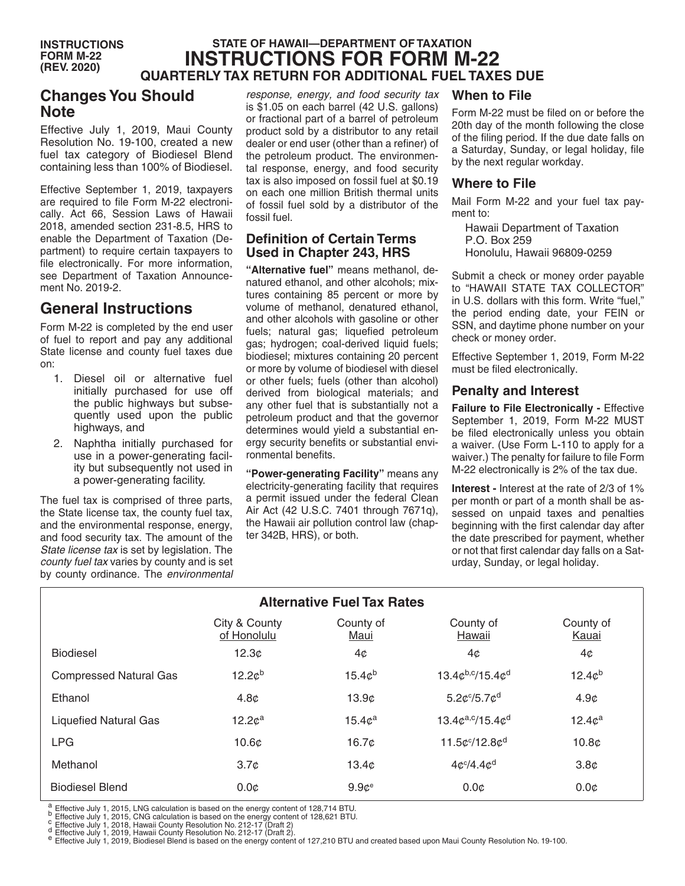INSTRUCTIONS FORM M-22 (REV. 2020)

# STATE OF HAWAII—DEPARTMENT OF TAXATION
# INSTRUCTIONS FOR FORM M-22
## QUARTERLY TAX RETURN FOR ADDITIONAL FUEL TAXES DUE

## Changes You Should Note

Effective July 1, 2019, Maui County Resolution No. 19-100, created a new fuel tax category of Biodiesel Blend containing less than 100% of Biodiesel.

Effective September 1, 2019, taxpayers are required to file Form M-22 electronically. Act 66, Session Laws of Hawaii 2018, amended section 231-8.5, HRS to enable the Department of Taxation (Department) to require certain taxpayers to file electronically. For more information, see Department of Taxation Announcement No. 2019-2.

## General Instructions

Form M-22 is completed by the end user of fuel to report and pay any additional State license and county fuel taxes due on:

1. Diesel oil or alternative fuel initially purchased for use off the public highways but subsequently used upon the public highways, and
2. Naphtha initially purchased for use in a power-generating facility but subsequently not used in a power-generating facility.

The fuel tax is comprised of three parts, the State license tax, the county fuel tax, and the environmental response, energy, and food security tax. The amount of the *State license tax* is set by legislation. The *county fuel tax* varies by county and is set by county ordinance. The *environmental response, energy, and food security tax* is $1.05 on each barrel (42 U.S. gallons) or fractional part of a barrel of petroleum product sold by a distributor to any retail dealer or end user (other than a refiner) of the petroleum product. The environmental response, energy, and food security tax is also imposed on fossil fuel at $0.19 on each one million British thermal units of fossil fuel sold by a distributor of the fossil fuel.

### Definition of Certain Terms Used in Chapter 243, HRS

**"Alternative fuel"** means methanol, denatured ethanol, and other alcohols; mixtures containing 85 percent or more by volume of methanol, denatured ethanol, and other alcohols with gasoline or other fuels; natural gas; liquefied petroleum gas; hydrogen; coal-derived liquid fuels; biodiesel; mixtures containing 20 percent or more by volume of biodiesel with diesel or other fuels; fuels (other than alcohol) derived from biological materials; and any other fuel that is substantially not a petroleum product and that the governor determines would yield a substantial energy security benefits or substantial environmental benefits.

**"Power-generating Facility"** means any electricity-generating facility that requires a permit issued under the federal Clean Air Act (42 U.S.C. 7401 through 7671q), the Hawaii air pollution control law (chapter 342B, HRS), or both.

### When to File

Form M-22 must be filed on or before the 20th day of the month following the close of the filing period. If the due date falls on a Saturday, Sunday, or legal holiday, file by the next regular workday.

### Where to File

Mail Form M-22 and your fuel tax payment to:

Hawaii Department of Taxation
P.O. Box 259
Honolulu, Hawaii 96809-0259

Submit a check or money order payable to "HAWAII STATE TAX COLLECTOR" in U.S. dollars with this form. Write "fuel," the period ending date, your FEIN or SSN, and daytime phone number on your check or money order.

Effective September 1, 2019, Form M-22 must be filed electronically.

### Penalty and Interest

**Failure to File Electronically -** Effective September 1, 2019, Form M-22 MUST be filed electronically unless you obtain a waiver. (Use Form L-110 to apply for a waiver.) The penalty for failure to file Form M-22 electronically is 2% of the tax due.

**Interest -** Interest at the rate of 2/3 of 1% per month or part of a month shall be assessed on unpaid taxes and penalties beginning with the first calendar day after the date prescribed for payment, whether or not that first calendar day falls on a Saturday, Sunday, or legal holiday.

### Alternative Fuel Tax Rates

| | City & County of Honolulu | County of Maui | County of Hawaii | County of Kauai |
|---|---|---|---|---|
| Biodiesel | 12.3¢ | 4¢ | 4¢ | 4¢ |
| Compressed Natural Gas | 12.2¢[b] | 15.4¢[b] | 13.4¢[b,c]/15.4¢[d] | 12.4¢[b] |
| Ethanol | 4.8¢ | 13.9¢ | 5.2¢[c]/5.7¢[d] | 4.9¢ |
| Liquefied Natural Gas | 12.2¢[a] | 15.4¢[a] | 13.4¢[a,c]/15.4¢[d] | 12.4¢[a] |
| LPG | 10.6¢ | 16.7¢ | 11.5¢[c]/12.8¢[d] | 10.8¢ |
| Methanol | 3.7¢ | 13.4¢ | 4¢[c]/4.4¢[d] | 3.8¢ |
| Biodiesel Blend | 0.0¢ | 9.9¢[e] | 0.0¢ | 0.0¢ |

[a] Effective July 1, 2015, LNG calculation is based on the energy content of 128,714 BTU.
[b] Effective July 1, 2015, CNG calculation is based on the energy content of 128,621 BTU.
[c] Effective July 1, 2018, Hawaii County Resolution No. 212-17 (Draft 2)
[d] Effective July 1, 2019, Hawaii County Resolution No. 212-17 (Draft 2).
[e] Effective July 1, 2019, Biodiesel Blend is based on the energy content of 127,210 BTU and created based upon Maui County Resolution No. 19-100.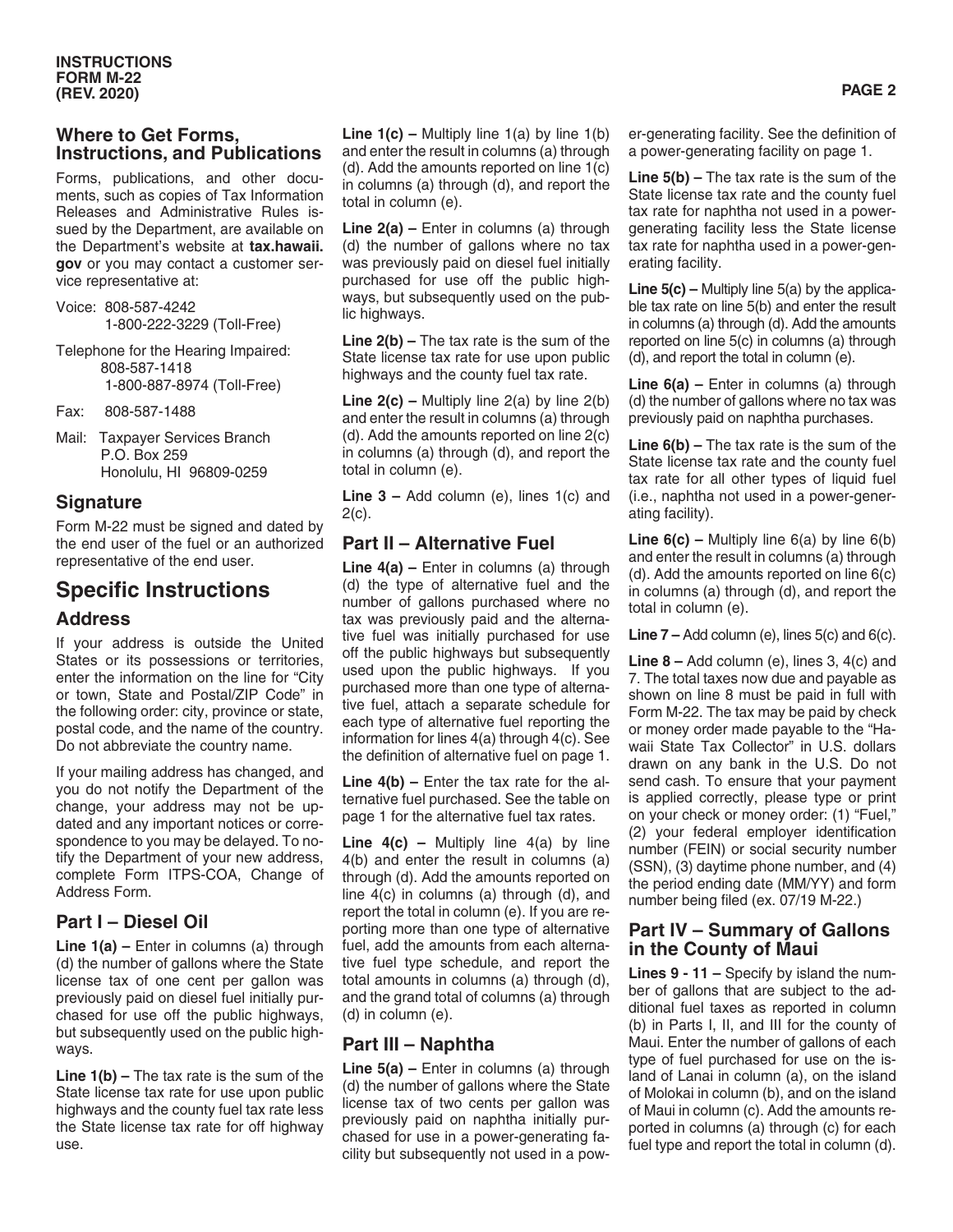## Where to Get Forms, Instructions, and Publications

Forms, publications, and other documents, such as copies of Tax Information Releases and Administrative Rules issued by the Department, are available on the Department's website at **tax.hawaii.gov** or you may contact a customer service representative at:

Voice: 808-587-4242
1-800-222-3229 (Toll-Free)

Telephone for the Hearing Impaired:
808-587-1418
1-800-887-8974 (Toll-Free)

Fax: 808-587-1488

Mail: Taxpayer Services Branch
P.O. Box 259
Honolulu, HI 96809-0259

## Signature

Form M-22 must be signed and dated by the end user of the fuel or an authorized representative of the end user.

# Specific Instructions

## Address

If your address is outside the United States or its possessions or territories, enter the information on the line for "City or town, State and Postal/ZIP Code" in the following order: city, province or state, postal code, and the name of the country. Do not abbreviate the country name.

If your mailing address has changed, and you do not notify the Department of the change, your address may not be updated and any important notices or correspondence to you may be delayed. To notify the Department of your new address, complete Form ITPS-COA, Change of Address Form.

## Part I – Diesel Oil

**Line 1(a) –** Enter in columns (a) through (d) the number of gallons where the State license tax of one cent per gallon was previously paid on diesel fuel initially purchased for use off the public highways, but subsequently used on the public highways.

**Line 1(b) –** The tax rate is the sum of the State license tax rate for use upon public highways and the county fuel tax rate less the State license tax rate for off highway use.

**Line 1(c) –** Multiply line 1(a) by line 1(b) and enter the result in columns (a) through (d). Add the amounts reported on line 1(c) in columns (a) through (d), and report the total in column (e).

**Line 2(a) –** Enter in columns (a) through (d) the number of gallons where no tax was previously paid on diesel fuel initially purchased for use off the public highways, but subsequently used on the public highways.

**Line 2(b) –** The tax rate is the sum of the State license tax rate for use upon public highways and the county fuel tax rate.

**Line 2(c) –** Multiply line 2(a) by line 2(b) and enter the result in columns (a) through (d). Add the amounts reported on line 2(c) in columns (a) through (d), and report the total in column (e).

**Line 3 –** Add column (e), lines 1(c) and 2(c).

## Part II – Alternative Fuel

**Line 4(a) –** Enter in columns (a) through (d) the type of alternative fuel and the number of gallons purchased where no tax was previously paid and the alternative fuel was initially purchased for use off the public highways but subsequently used upon the public highways. If you purchased more than one type of alternative fuel, attach a separate schedule for each type of alternative fuel reporting the information for lines 4(a) through 4(c). See the definition of alternative fuel on page 1.

**Line 4(b) –** Enter the tax rate for the alternative fuel purchased. See the table on page 1 for the alternative fuel tax rates.

**Line 4(c) –** Multiply line 4(a) by line 4(b) and enter the result in columns (a) through (d). Add the amounts reported on line 4(c) in columns (a) through (d), and report the total in column (e). If you are reporting more than one type of alternative fuel, add the amounts from each alternative fuel type schedule, and report the total amounts in columns (a) through (d), and the grand total of columns (a) through (d) in column (e).

## Part III – Naphtha

**Line 5(a) –** Enter in columns (a) through (d) the number of gallons where the State license tax of two cents per gallon was previously paid on naphtha initially purchased for use in a power-generating facility but subsequently not used in a power-generating facility. See the definition of a power-generating facility on page 1.

**Line 5(b) –** The tax rate is the sum of the State license tax rate and the county fuel tax rate for naphtha not used in a power-generating facility less the State license tax rate for naphtha used in a power-generating facility.

**Line 5(c) –** Multiply line 5(a) by the applicable tax rate on line 5(b) and enter the result in columns (a) through (d). Add the amounts reported on line 5(c) in columns (a) through (d), and report the total in column (e).

**Line 6(a) –** Enter in columns (a) through (d) the number of gallons where no tax was previously paid on naphtha purchases.

**Line 6(b) –** The tax rate is the sum of the State license tax rate and the county fuel tax rate for all other types of liquid fuel (i.e., naphtha not used in a power-generating facility).

**Line 6(c) –** Multiply line 6(a) by line 6(b) and enter the result in columns (a) through (d). Add the amounts reported on line 6(c) in columns (a) through (d), and report the total in column (e).

**Line 7 –** Add column (e), lines 5(c) and 6(c).

**Line 8 –** Add column (e), lines 3, 4(c) and 7. The total taxes now due and payable as shown on line 8 must be paid in full with Form M-22. The tax may be paid by check or money order made payable to the "Hawaii State Tax Collector" in U.S. dollars drawn on any bank in the U.S. Do not send cash. To ensure that your payment is applied correctly, please type or print on your check or money order: (1) "Fuel," (2) your federal employer identification number (FEIN) or social security number (SSN), (3) daytime phone number, and (4) the period ending date (MM/YY) and form number being filed (ex. 07/19 M-22.)

## Part IV – Summary of Gallons in the County of Maui

**Lines 9 - 11 –** Specify by island the number of gallons that are subject to the additional fuel taxes as reported in column (b) in Parts I, II, and III for the county of Maui. Enter the number of gallons of each type of fuel purchased for use on the island of Lanai in column (a), on the island of Molokai in column (b), and on the island of Maui in column (c). Add the amounts reported in columns (a) through (c) for each fuel type and report the total in column (d).